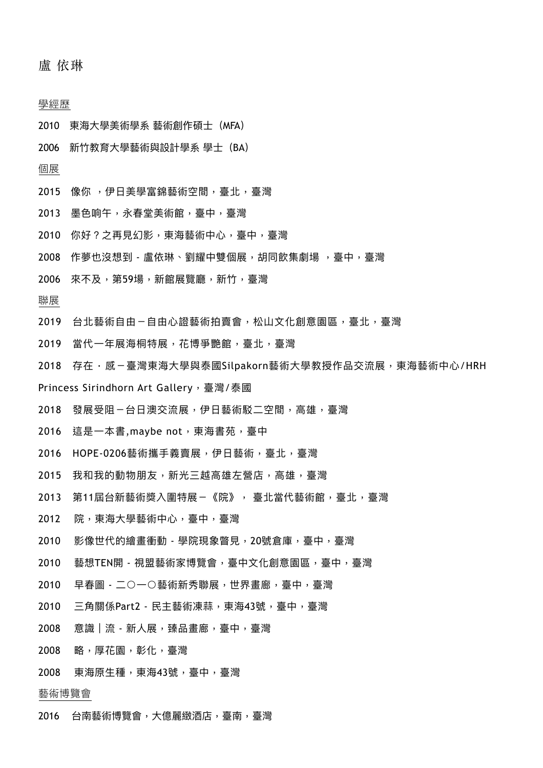# 盧 依琳

## 學經歷

2010　東海大學美術學系 藝術創作碩士（MFA）

2006　新竹教育大學藝術與設計學系 學士（BA）

## 個展

2015　像你 ，伊日美學富錦藝術空間，臺北，臺灣

2013　墨色晌午，永春堂美術館，臺中，臺灣

2010　你好？之再見幻影，東海藝術中心，臺中，臺灣

2008　作夢也沒想到 - 盧依琳、劉耀中雙個展，胡同飲集劇場 ，臺中，臺灣

2006　來不及，第59場，新館展覽廳，新竹，臺灣

## 聯展

2019　台北藝術自由－自由心證藝術拍賣會，松山文化創意園區，臺北，臺灣

2019　當代一年展海桐特展，花博爭艷館，臺北，臺灣

2018　存在 · 感－臺灣東海大學與泰國Silpakorn藝術大學教授作品交流展，東海藝術中心/HRH Princess Sirindhorn Art Gallery，臺灣/泰國

2018　發展受阻－台日澳交流展，伊日藝術駁二空間，高雄，臺灣

2016　這是一本書,maybe not，東海書苑，臺中

2016　HOPE-0206藝術攜手義賣展，伊日藝術，臺北，臺灣

2015　我和我的動物朋友，新光三越高雄左營店，高雄，臺灣

2013　第11屆台新藝術獎入圍特展－《院》， 臺北當代藝術館，臺北，臺灣

2012　院，東海大學藝術中心，臺中，臺灣

2010　影像世代的繪畫衝動 - 學院現象瞥見，20號倉庫，臺中，臺灣

2010　藝想TEN開 - 視盟藝術家博覽會，臺中文化創意園區，臺中，臺灣

2010　早春圖 - 二〇一〇藝術新秀聯展，世界畫廊，臺中，臺灣

2010　三角關係Part2 - 民主藝術凍蒜，東海43號，臺中，臺灣

2008　意識｜流 - 新人展，臻品畫廊，臺中，臺灣

2008　略，厚花園，彰化，臺灣

2008　東海原生種，東海43號，臺中，臺灣

## 藝術博覽會

2016　台南藝術博覽會，大億麗緻酒店，臺南，臺灣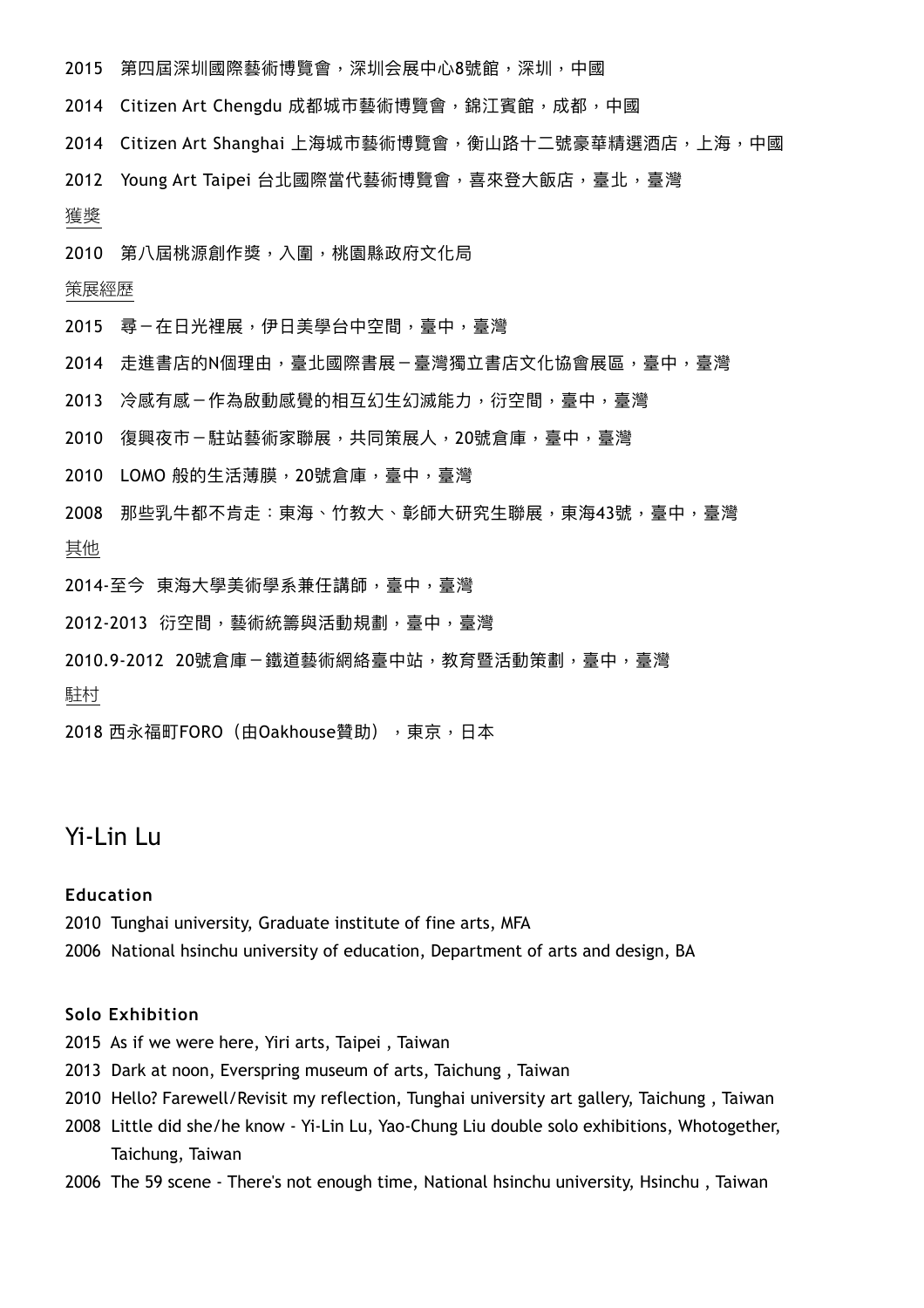2015　第四屆深圳國際藝術博覽會，深圳会展中心8號館，深圳，中國

2014　Citizen Art Chengdu 成都城市藝術博覽會，錦江賓館，成都，中國

2014　Citizen Art Shanghai 上海城市藝術博覽會，衡山路十二號豪華精選酒店，上海，中國

2012　Young Art Taipei 台北國際當代藝術博覽會，喜來登大飯店，臺北，臺灣

獲獎

2010　第八屆桃源創作獎，入圍，桃園縣政府文化局

策展經歷

2015　尋－在日光裡展，伊日美學台中空間，臺中，臺灣

2014　走進書店的N個理由，臺北國際書展－臺灣獨立書店文化協會展區，臺中，臺灣

2013　冷感有感－作為啟動感覺的相互幻生幻滅能力，衍空間，臺中，臺灣

2010　復興夜市－駐站藝術家聯展，共同策展人，20號倉庫，臺中，臺灣

2010　LOMO 般的生活薄膜，20號倉庫，臺中，臺灣

2008　那些乳牛都不肯走：東海、竹教大、彰師大研究生聯展，東海43號，臺中，臺灣

其他

2014-至今　東海大學美術學系兼任講師，臺中，臺灣

2012-2013　衍空間，藝術統籌與活動規劃，臺中，臺灣

2010.9-2012　20號倉庫－鐵道藝術網絡臺中站，教育暨活動策劃，臺中，臺灣

駐村

2018 西永福町FORO（由Oakhouse贊助），東京，日本

# Yi-Lin Lu

### Education

2010 Tunghai university, Graduate institute of fine arts, MFA

2006 National hsinchu university of education, Department of arts and design, BA

### Solo Exhibition

2015 As if we were here, Yiri arts, Taipei , Taiwan

2013 Dark at noon, Everspring museum of arts, Taichung , Taiwan

2010 Hello? Farewell/Revisit my reflection, Tunghai university art gallery, Taichung , Taiwan

2008 Little did she/he know - Yi-Lin Lu, Yao-Chung Liu double solo exhibitions, Whotogether, Taichung, Taiwan

2006 The 59 scene - There's not enough time, National hsinchu university, Hsinchu , Taiwan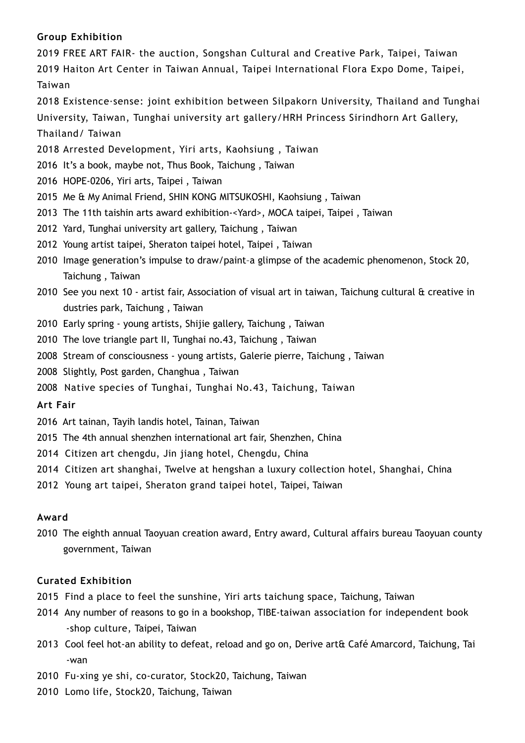**Group Exhibition**

2019 FREE ART FAIR- the auction, Songshan Cultural and Creative Park, Taipei, Taiwan
2019 Haiton Art Center in Taiwan Annual, Taipei International Flora Expo Dome, Taipei, Taiwan
2018 Existence·sense: joint exhibition between Silpakorn University, Thailand and Tunghai University, Taiwan, Tunghai university art gallery/HRH Princess Sirindhorn Art Gallery, Thailand/ Taiwan
2018 Arrested Development, Yiri arts, Kaohsiung , Taiwan
2016 It's a book, maybe not, Thus Book, Taichung , Taiwan
2016 HOPE-0206, Yiri arts, Taipei , Taiwan
2015 Me & My Animal Friend, SHIN KONG MITSUKOSHI, Kaohsiung , Taiwan
2013 The 11th taishin arts award exhibition-<Yard>, MOCA taipei, Taipei , Taiwan
2012 Yard, Tunghai university art gallery, Taichung , Taiwan
2012 Young artist taipei, Sheraton taipei hotel, Taipei , Taiwan
2010 Image generation's impulse to draw/paint–a glimpse of the academic phenomenon, Stock 20, Taichung , Taiwan
2010 See you next 10 - artist fair, Association of visual art in taiwan, Taichung cultural & creative in dustries park, Taichung , Taiwan
2010 Early spring - young artists, Shijie gallery, Taichung , Taiwan
2010 The love triangle part II, Tunghai no.43, Taichung , Taiwan
2008 Stream of consciousness - young artists, Galerie pierre, Taichung , Taiwan
2008 Slightly, Post garden, Changhua , Taiwan
2008 Native species of Tunghai, Tunghai No.43, Taichung, Taiwan

**Art Fair**

2016 Art tainan, Tayih landis hotel, Tainan, Taiwan
2015 The 4th annual shenzhen international art fair, Shenzhen, China
2014 Citizen art chengdu, Jin jiang hotel, Chengdu, China
2014 Citizen art shanghai, Twelve at hengshan a luxury collection hotel, Shanghai, China
2012 Young art taipei, Sheraton grand taipei hotel, Taipei, Taiwan

**Award**

2010 The eighth annual Taoyuan creation award, Entry award, Cultural affairs bureau Taoyuan county government, Taiwan

**Curated Exhibition**

2015 Find a place to feel the sunshine, Yiri arts taichung space, Taichung, Taiwan
2014 Any number of reasons to go in a bookshop, TIBE-taiwan association for independent book -shop culture, Taipei, Taiwan
2013 Cool feel hot-an ability to defeat, reload and go on, Derive art& Café Amarcord, Taichung, Tai -wan
2010 Fu-xing ye shi, co-curator, Stock20, Taichung, Taiwan
2010 Lomo life, Stock20, Taichung, Taiwan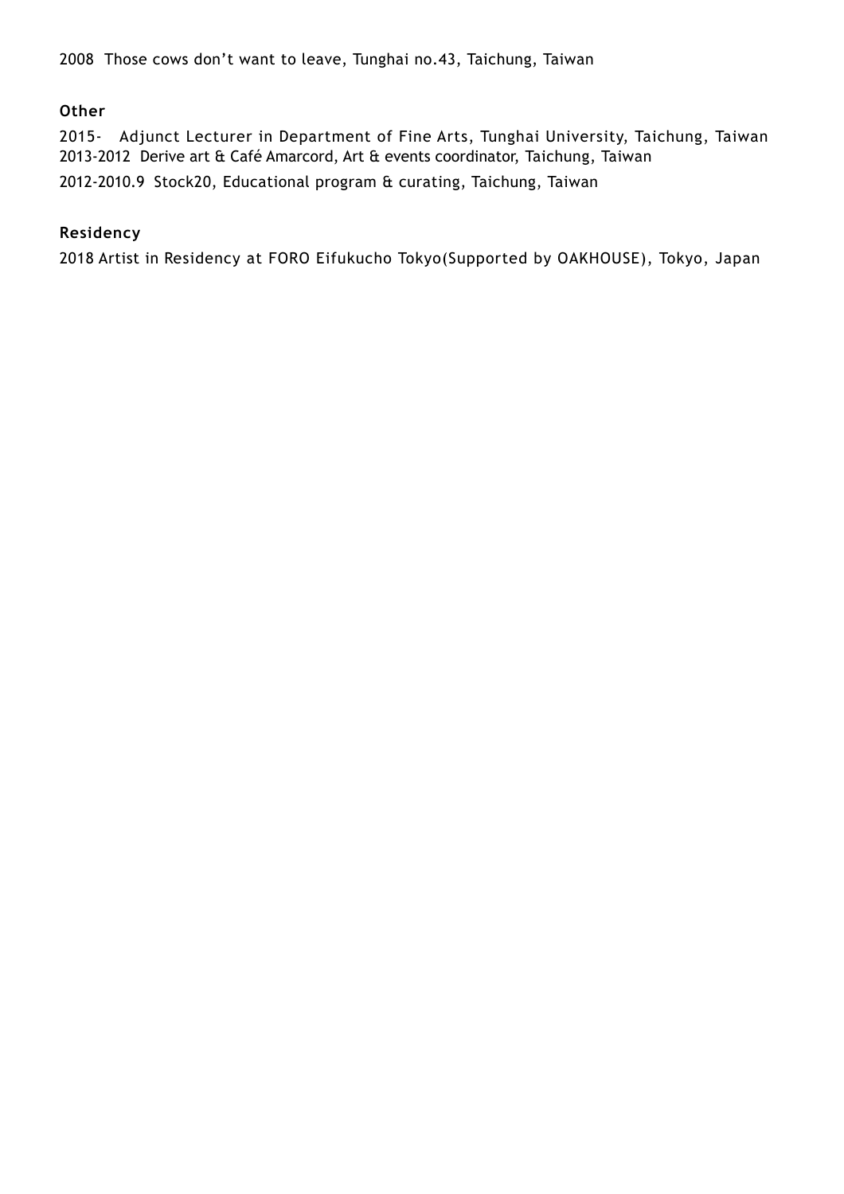2008 Those cows don't want to leave, Tunghai no.43, Taichung, Taiwan

**Other**

2015- Adjunct Lecturer in Department of Fine Arts, Tunghai University, Taichung, Taiwan
2013-2012 Derive art & Café Amarcord, Art & events coordinator, Taichung, Taiwan
2012-2010.9 Stock20, Educational program & curating, Taichung, Taiwan

**Residency**

2018 Artist in Residency at FORO Eifukucho Tokyo(Supported by OAKHOUSE), Tokyo, Japan